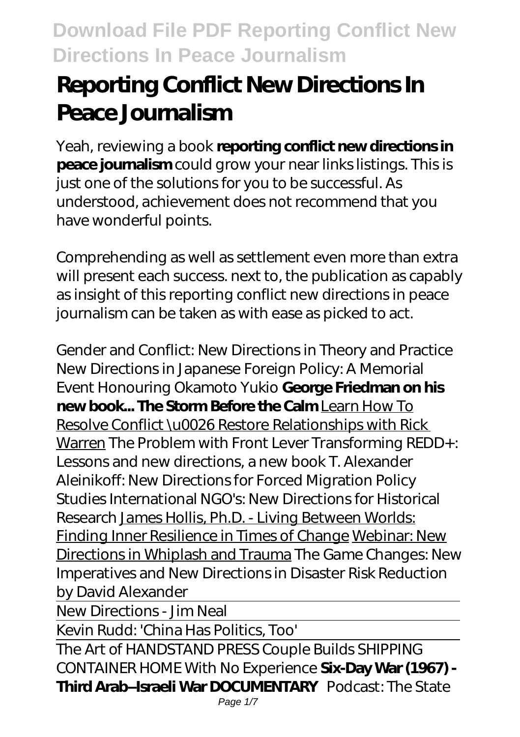# Reporting Conflict New Directions In Peace Journalism

Yeah, reviewing a book **reporting conflict new directions in peace journalism** could grow your near links listings. This is just one of the solutions for you to be successful. As understood, achievement does not recommend that you have wonderful points.

Comprehending as well as settlement even more than extra will present each success. next to, the publication as capably as insight of this reporting conflict new directions in peace journalism can be taken as with ease as picked to act.

*Gender and Conflict: New Directions in Theory and Practice* *New Directions in Japanese Foreign Policy: A Memorial Event Honouring Okamoto Yukio* **George Friedman on his new book... The Storm Before the Calm** Learn How To Resolve Conflict \u0026 Restore Relationships with Rick Warren *The Problem with Front Lever* *Transforming REDD+: Lessons and new directions, a new book* *T. Alexander Aleinikoff: New Directions for Forced Migration Policy Studies* *International NGO's: New Directions for Historical Research* James Hollis, Ph.D. - Living Between Worlds: Finding Inner Resilience in Times of Change Webinar: New Directions in Whiplash and Trauma *The Game Changes: New Imperatives and New Directions in Disaster Risk Reduction by David Alexander*

New Directions - Jim Neal

Kevin Rudd: 'China Has Politics, Too'

The Art of HANDSTAND PRESS *Couple Builds SHIPPING CONTAINER HOME With No Experience* **Six-Day War (1967) - Third Arab–Israeli War DOCUMENTARY** *Podcast: The State*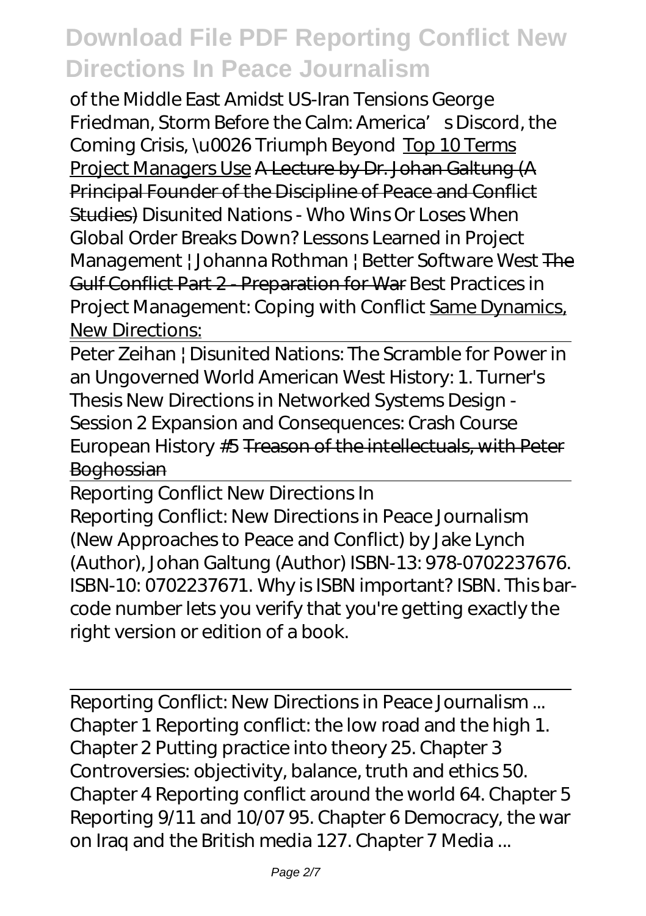of the Middle East Amidst US-Iran Tensions *George Friedman, Storm Before the Calm: America's Discord, the Coming Crisis, \u0026 Triumph Beyond* Top 10 Terms Project Managers Use ~~A Lecture by Dr. Johan Galtung (A Principal Founder of the Discipline of Peace and Conflict Studies)~~ *Disunited Nations - Who Wins Or Loses When Global Order Breaks Down? Lessons Learned in Project Management | Johanna Rothman | Better Software West* ~~The Gulf Conflict Part 2 - Preparation for War~~ *Best Practices in Project Management: Coping with Conflict* Same Dynamics, New Directions:

---

Peter Zeihan | Disunited Nations: The Scramble for Power in an Ungoverned World *American West History: 1. Turner's Thesis New Directions in Networked Systems Design - Session 2 Expansion and Consequences: Crash Course European History #5* ~~Treason of the intellectuals, with Peter Boghossian~~

---

Reporting Conflict New Directions In

Reporting Conflict: New Directions in Peace Journalism (New Approaches to Peace and Conflict) by Jake Lynch (Author), Johan Galtung (Author) ISBN-13: 978-0702237676. ISBN-10: 0702237671. Why is ISBN important? ISBN. This bar-code number lets you verify that you're getting exactly the right version or edition of a book.

---

Reporting Conflict: New Directions in Peace Journalism ...

Chapter 1 Reporting conflict: the low road and the high 1. Chapter 2 Putting practice into theory 25. Chapter 3 Controversies: objectivity, balance, truth and ethics 50. Chapter 4 Reporting conflict around the world 64. Chapter 5 Reporting 9/11 and 10/07 95. Chapter 6 Democracy, the war on Iraq and the British media 127. Chapter 7 Media ...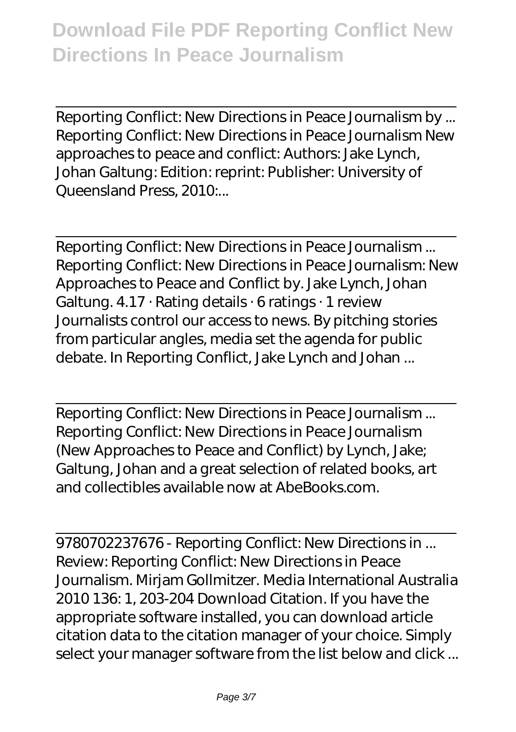Reporting Conflict: New Directions in Peace Journalism by ...
Reporting Conflict: New Directions in Peace Journalism New approaches to peace and conflict: Authors: Jake Lynch, Johan Galtung: Edition: reprint: Publisher: University of Queensland Press, 2010:...

Reporting Conflict: New Directions in Peace Journalism ...
Reporting Conflict: New Directions in Peace Journalism: New Approaches to Peace and Conflict by. Jake Lynch, Johan Galtung. 4.17 · Rating details · 6 ratings · 1 review Journalists control our access to news. By pitching stories from particular angles, media set the agenda for public debate. In Reporting Conflict, Jake Lynch and Johan ...

Reporting Conflict: New Directions in Peace Journalism ...
Reporting Conflict: New Directions in Peace Journalism (New Approaches to Peace and Conflict) by Lynch, Jake; Galtung, Johan and a great selection of related books, art and collectibles available now at AbeBooks.com.

9780702237676 - Reporting Conflict: New Directions in ...
Review: Reporting Conflict: New Directions in Peace Journalism. Mirjam Gollmitzer. Media International Australia 2010 136: 1, 203-204 Download Citation. If you have the appropriate software installed, you can download article citation data to the citation manager of your choice. Simply select your manager software from the list below and click ...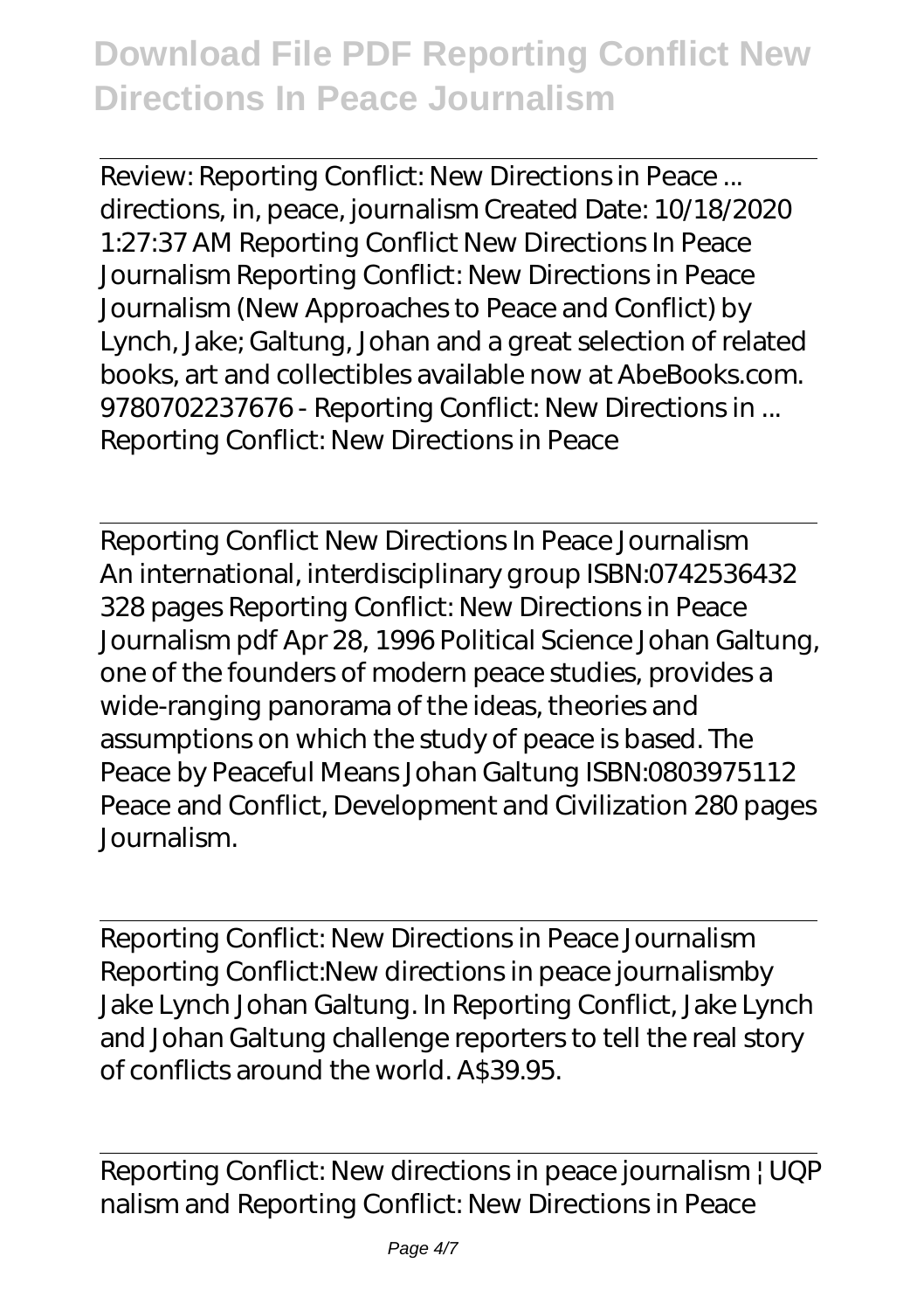Review: Reporting Conflict: New Directions in Peace ... directions, in, peace, journalism Created Date: 10/18/2020 1:27:37 AM Reporting Conflict New Directions In Peace Journalism Reporting Conflict: New Directions in Peace Journalism (New Approaches to Peace and Conflict) by Lynch, Jake; Galtung, Johan and a great selection of related books, art and collectibles available now at AbeBooks.com. 9780702237676 - Reporting Conflict: New Directions in ... Reporting Conflict: New Directions in Peace

Reporting Conflict New Directions In Peace Journalism
An international, interdisciplinary group ISBN:0742536432 328 pages Reporting Conflict: New Directions in Peace Journalism pdf Apr 28, 1996 Political Science Johan Galtung, one of the founders of modern peace studies, provides a wide-ranging panorama of the ideas, theories and assumptions on which the study of peace is based. The Peace by Peaceful Means Johan Galtung ISBN:0803975112 Peace and Conflict, Development and Civilization 280 pages Journalism.

Reporting Conflict: New Directions in Peace Journalism
Reporting Conflict:New directions in peace journalismby Jake Lynch Johan Galtung. In Reporting Conflict, Jake Lynch and Johan Galtung challenge reporters to tell the real story of conflicts around the world. A$39.95.

Reporting Conflict: New directions in peace journalism | UQP
nalism and Reporting Conflict: New Directions in Peace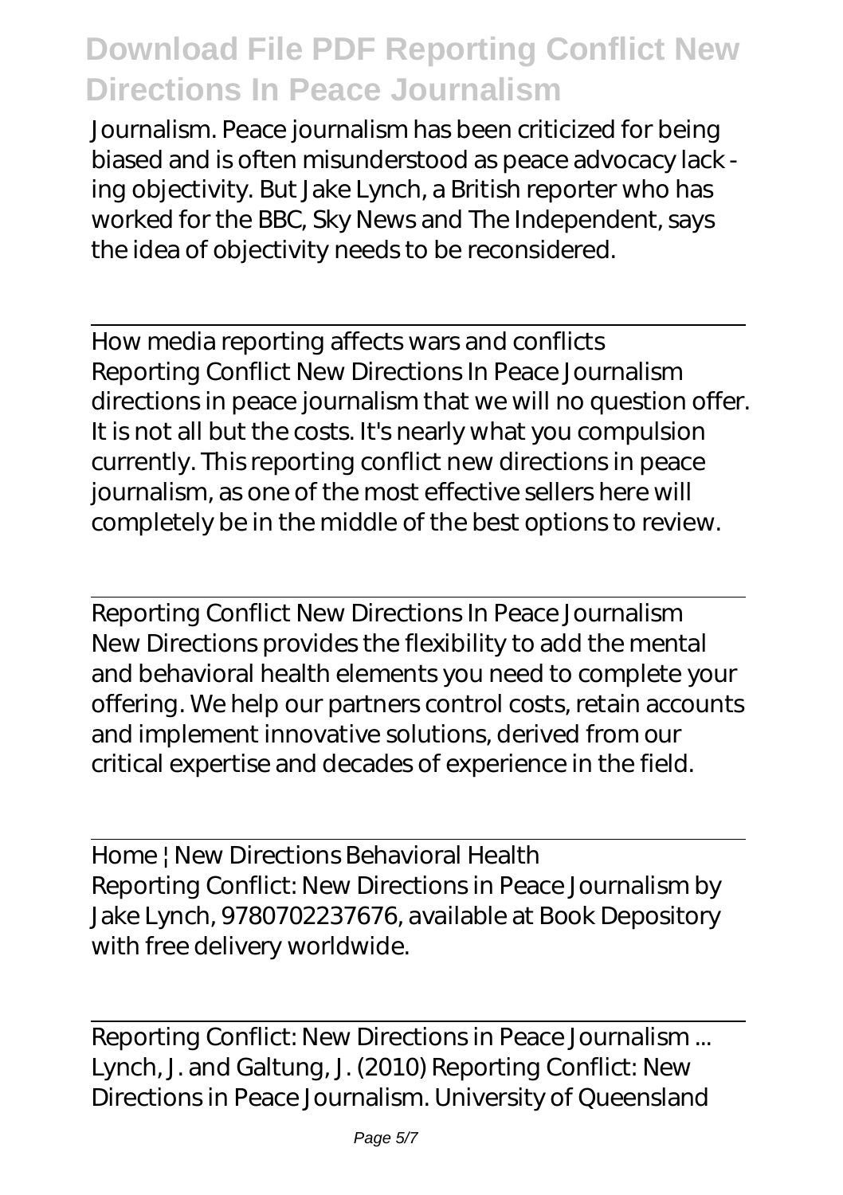Journalism. Peace journalism has been criticized for being biased and is often misunderstood as peace advocacy lack - ing objectivity. But Jake Lynch, a British reporter who has worked for the BBC, Sky News and The Independent, says the idea of objectivity needs to be reconsidered.

---

How media reporting affects wars and conflicts
Reporting Conflict New Directions In Peace Journalism directions in peace journalism that we will no question offer. It is not all but the costs. It's nearly what you compulsion currently. This reporting conflict new directions in peace journalism, as one of the most effective sellers here will completely be in the middle of the best options to review.

---

Reporting Conflict New Directions In Peace Journalism
New Directions provides the flexibility to add the mental and behavioral health elements you need to complete your offering. We help our partners control costs, retain accounts and implement innovative solutions, derived from our critical expertise and decades of experience in the field.

---

Home | New Directions Behavioral Health
Reporting Conflict: New Directions in Peace Journalism by Jake Lynch, 9780702237676, available at Book Depository with free delivery worldwide.

---

Reporting Conflict: New Directions in Peace Journalism ...
Lynch, J. and Galtung, J. (2010) Reporting Conflict: New Directions in Peace Journalism. University of Queensland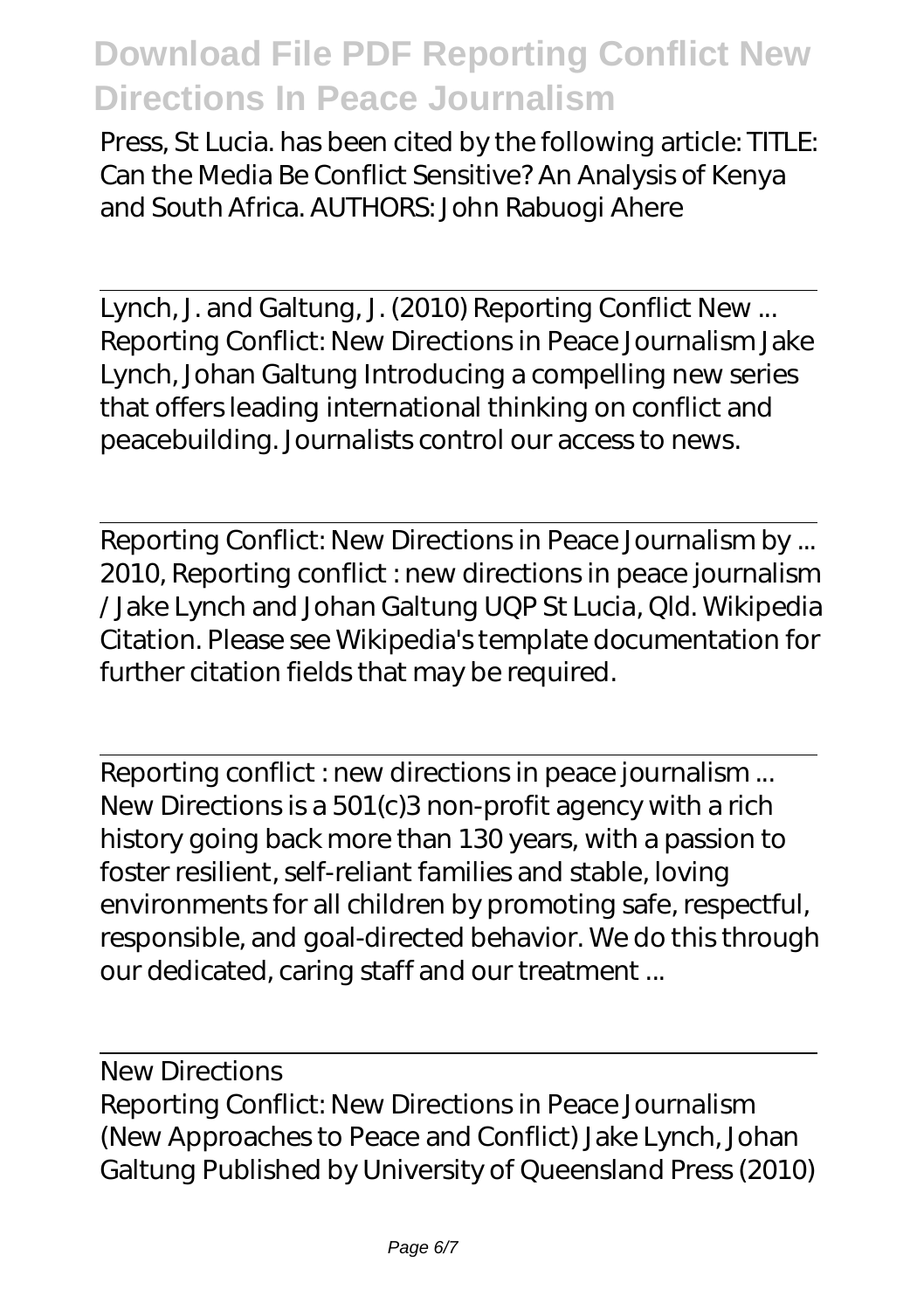Press, St Lucia. has been cited by the following article: TITLE: Can the Media Be Conflict Sensitive? An Analysis of Kenya and South Africa. AUTHORS: John Rabuogi Ahere

## Lynch, J. and Galtung, J. (2010) Reporting Conflict New ...

Reporting Conflict: New Directions in Peace Journalism Jake Lynch, Johan Galtung Introducing a compelling new series that offers leading international thinking on conflict and peacebuilding. Journalists control our access to news.

## Reporting Conflict: New Directions in Peace Journalism by ...

2010, Reporting conflict : new directions in peace journalism / Jake Lynch and Johan Galtung UQP St Lucia, Qld. Wikipedia Citation. Please see Wikipedia's template documentation for further citation fields that may be required.

## Reporting conflict : new directions in peace journalism ...

New Directions is a 501(c)3 non-profit agency with a rich history going back more than 130 years, with a passion to foster resilient, self-reliant families and stable, loving environments for all children by promoting safe, respectful, responsible, and goal-directed behavior. We do this through our dedicated, caring staff and our treatment ...

## New Directions

Reporting Conflict: New Directions in Peace Journalism (New Approaches to Peace and Conflict) Jake Lynch, Johan Galtung Published by University of Queensland Press (2010)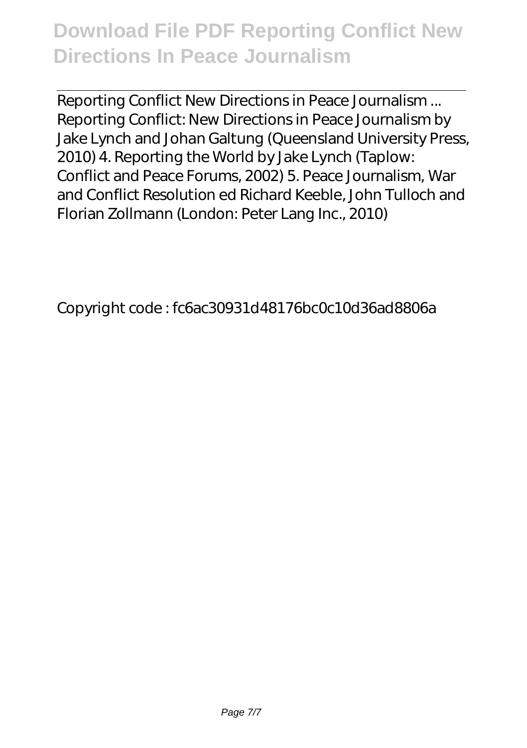Reporting Conflict New Directions in Peace Journalism ...
Reporting Conflict: New Directions in Peace Journalism by Jake Lynch and Johan Galtung (Queensland University Press, 2010) 4. Reporting the World by Jake Lynch (Taplow: Conflict and Peace Forums, 2002) 5. Peace Journalism, War and Conflict Resolution ed Richard Keeble, John Tulloch and Florian Zollmann (London: Peter Lang Inc., 2010)

Copyright code : fc6ac30931d48176bc0c10d36ad8806a